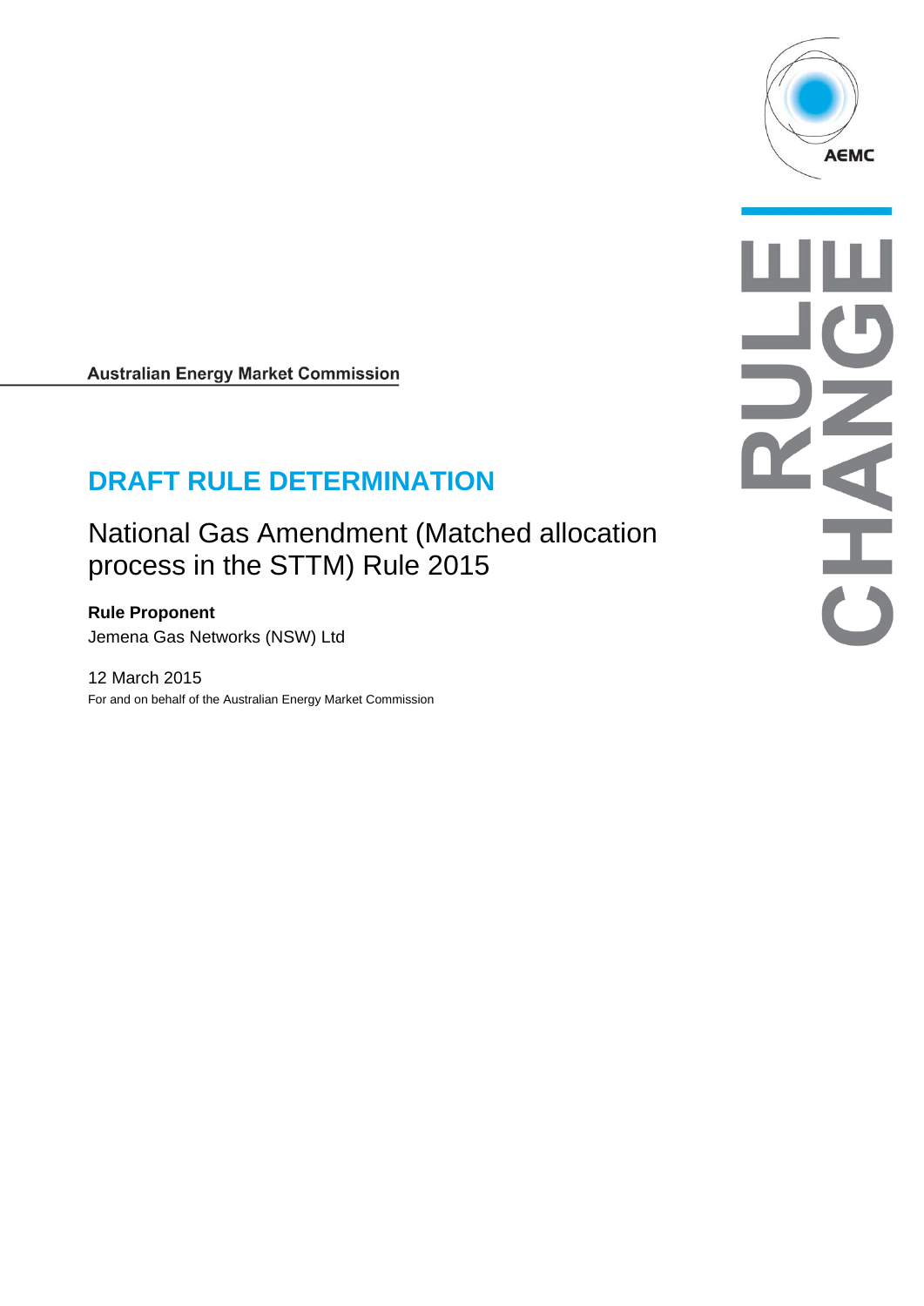Australian Energy Market Commission

# DRAFT RULE DETERMINATION

## National Gas Amendment (Matched allocation process in the STTM) Rule 2015

**Rule Proponent**

Jemena Gas Networks (NSW) Ltd

12 March 2015

For and on behalf of the Australian Energy Market Commission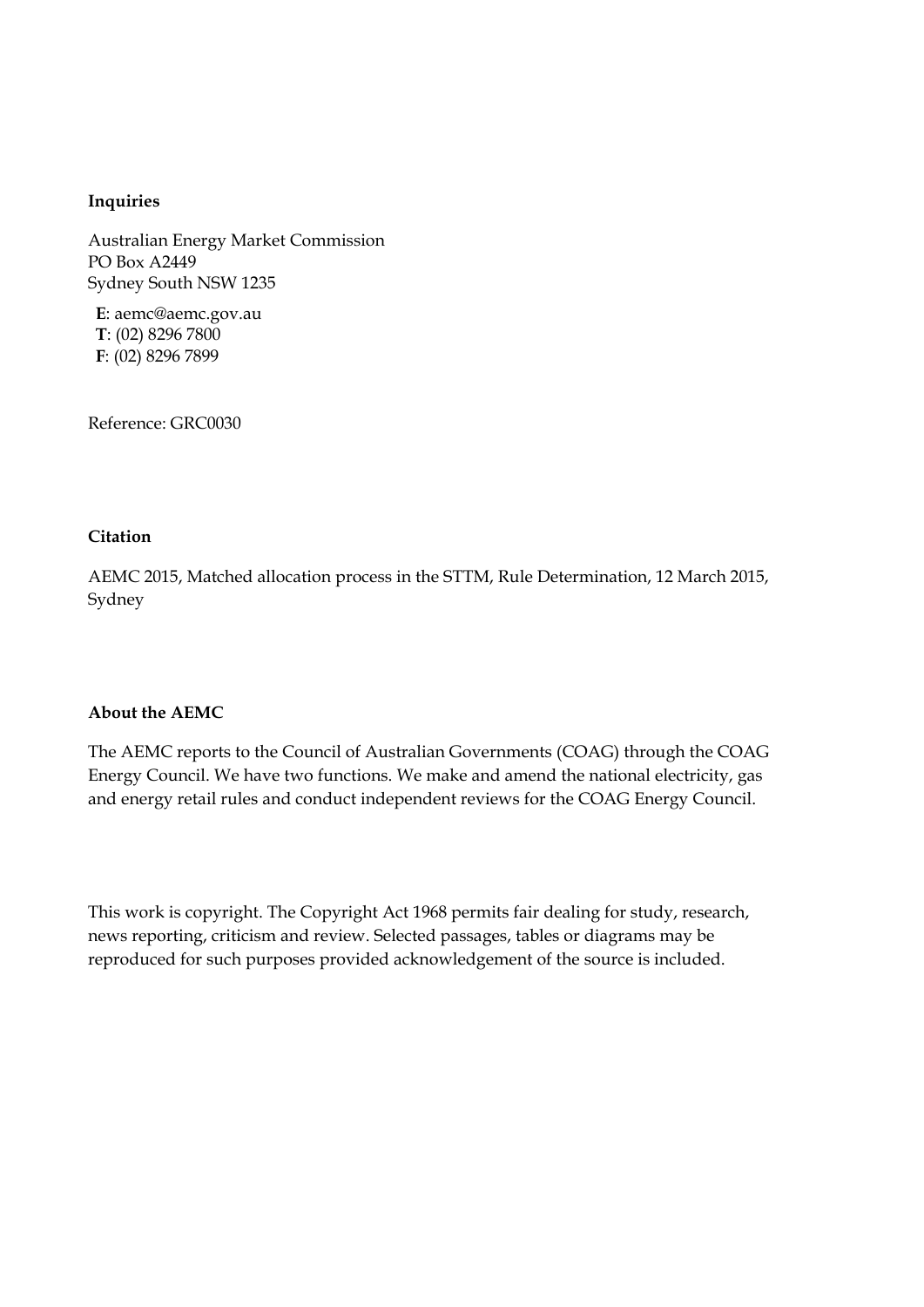**Inquiries**

Australian Energy Market Commission
PO Box A2449
Sydney South NSW 1235

**E**: aemc@aemc.gov.au
**T**: (02) 8296 7800
**F**: (02) 8296 7899

Reference: GRC0030

**Citation**

AEMC 2015, Matched allocation process in the STTM, Rule Determination, 12 March 2015, Sydney

**About the AEMC**

The AEMC reports to the Council of Australian Governments (COAG) through the COAG Energy Council. We have two functions. We make and amend the national electricity, gas and energy retail rules and conduct independent reviews for the COAG Energy Council.

This work is copyright. The Copyright Act 1968 permits fair dealing for study, research, news reporting, criticism and review. Selected passages, tables or diagrams may be reproduced for such purposes provided acknowledgement of the source is included.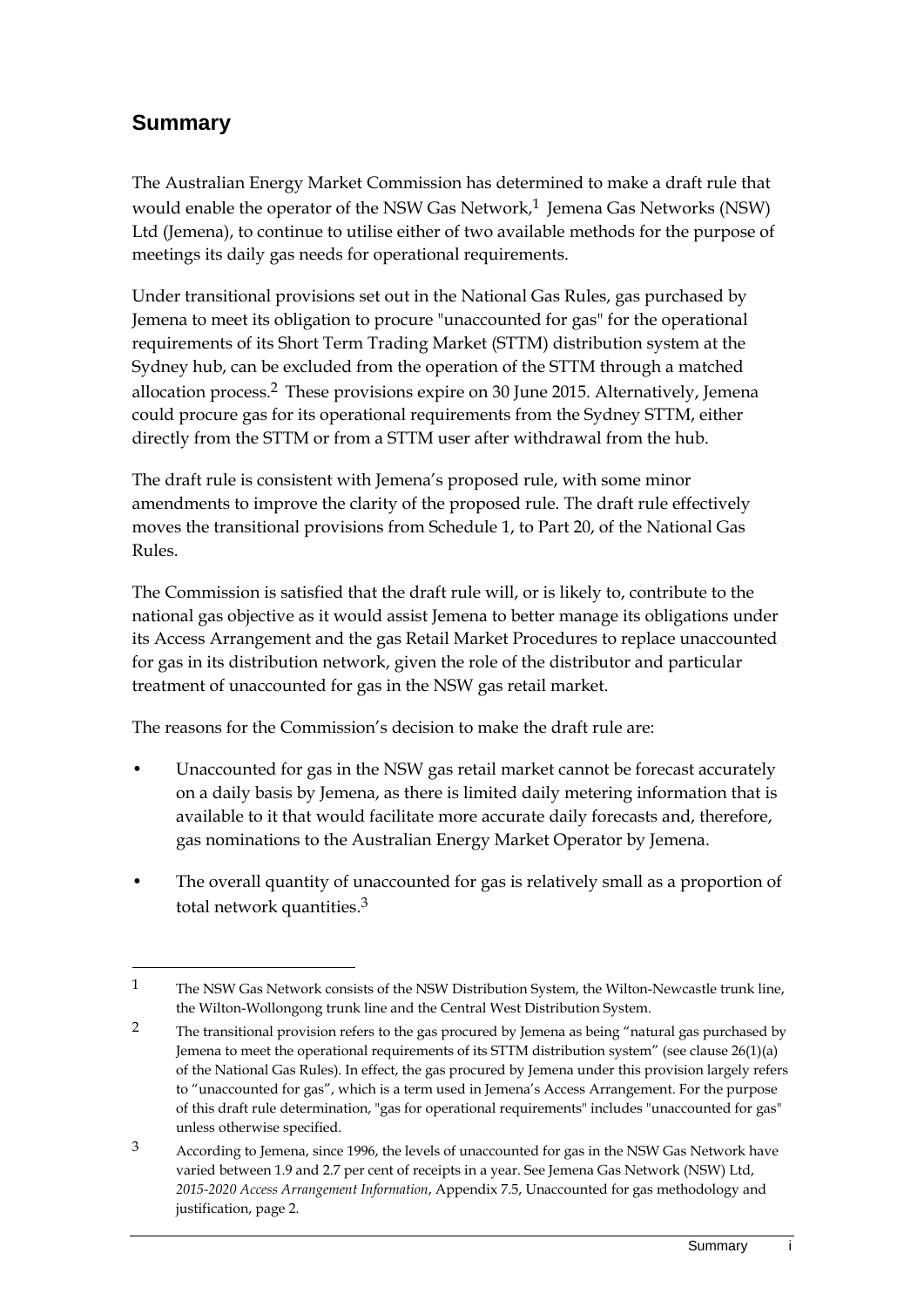## Summary

The Australian Energy Market Commission has determined to make a draft rule that would enable the operator of the NSW Gas Network,[1] Jemena Gas Networks (NSW) Ltd (Jemena), to continue to utilise either of two available methods for the purpose of meetings its daily gas needs for operational requirements.

Under transitional provisions set out in the National Gas Rules, gas purchased by Jemena to meet its obligation to procure "unaccounted for gas" for the operational requirements of its Short Term Trading Market (STTM) distribution system at the Sydney hub, can be excluded from the operation of the STTM through a matched allocation process.[2] These provisions expire on 30 June 2015. Alternatively, Jemena could procure gas for its operational requirements from the Sydney STTM, either directly from the STTM or from a STTM user after withdrawal from the hub.

The draft rule is consistent with Jemena's proposed rule, with some minor amendments to improve the clarity of the proposed rule. The draft rule effectively moves the transitional provisions from Schedule 1, to Part 20, of the National Gas Rules.

The Commission is satisfied that the draft rule will, or is likely to, contribute to the national gas objective as it would assist Jemena to better manage its obligations under its Access Arrangement and the gas Retail Market Procedures to replace unaccounted for gas in its distribution network, given the role of the distributor and particular treatment of unaccounted for gas in the NSW gas retail market.

The reasons for the Commission's decision to make the draft rule are:

- Unaccounted for gas in the NSW gas retail market cannot be forecast accurately on a daily basis by Jemena, as there is limited daily metering information that is available to it that would facilitate more accurate daily forecasts and, therefore, gas nominations to the Australian Energy Market Operator by Jemena.
- The overall quantity of unaccounted for gas is relatively small as a proportion of total network quantities.[3]

---

[1] The NSW Gas Network consists of the NSW Distribution System, the Wilton-Newcastle trunk line, the Wilton-Wollongong trunk line and the Central West Distribution System.

[2] The transitional provision refers to the gas procured by Jemena as being "natural gas purchased by Jemena to meet the operational requirements of its STTM distribution system" (see clause 26(1)(a) of the National Gas Rules). In effect, the gas procured by Jemena under this provision largely refers to "unaccounted for gas", which is a term used in Jemena's Access Arrangement. For the purpose of this draft rule determination, "gas for operational requirements" includes "unaccounted for gas" unless otherwise specified.

[3] According to Jemena, since 1996, the levels of unaccounted for gas in the NSW Gas Network have varied between 1.9 and 2.7 per cent of receipts in a year. See Jemena Gas Network (NSW) Ltd, *2015-2020 Access Arrangement Information*, Appendix 7.5, Unaccounted for gas methodology and justification, page 2.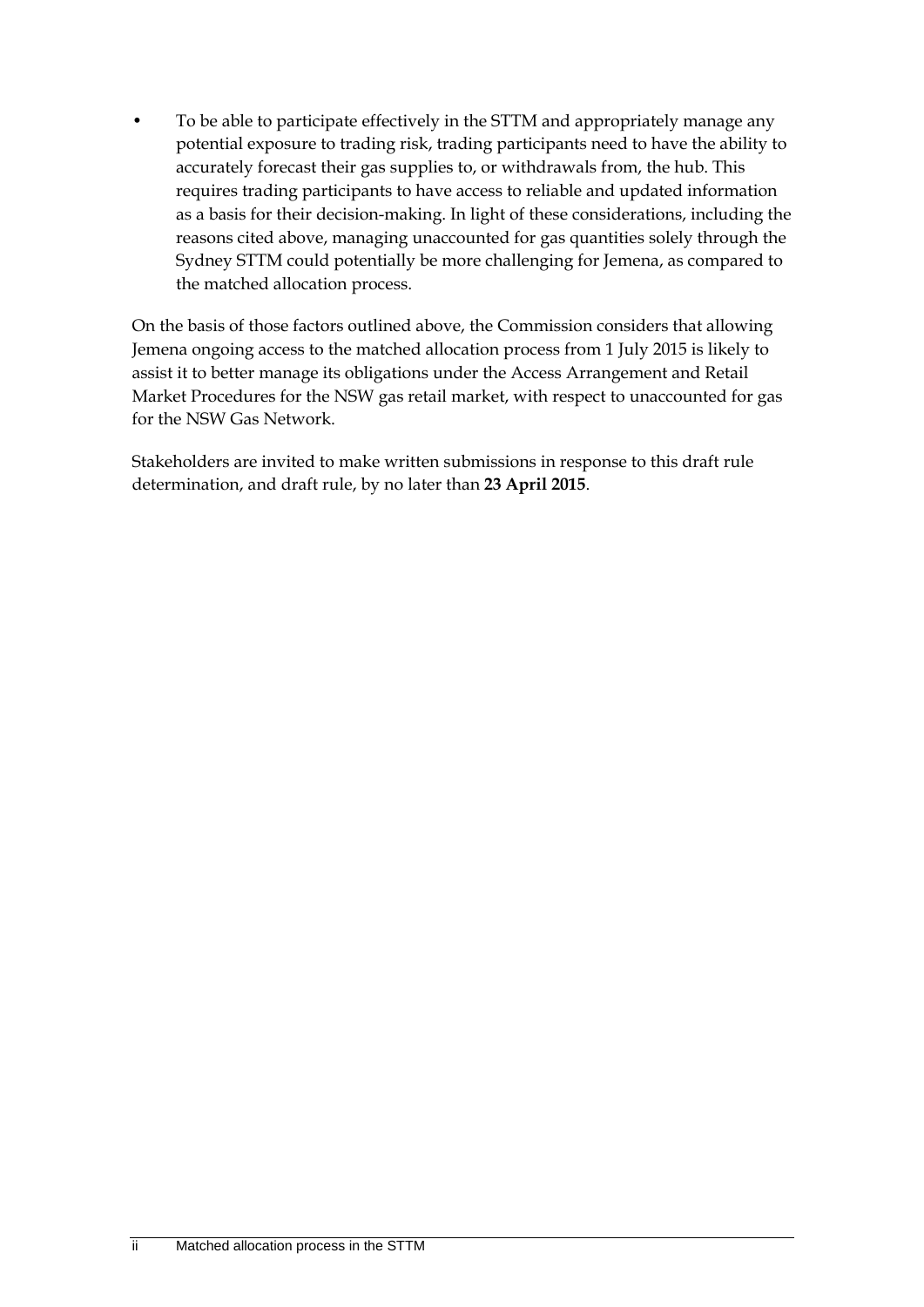- To be able to participate effectively in the STTM and appropriately manage any potential exposure to trading risk, trading participants need to have the ability to accurately forecast their gas supplies to, or withdrawals from, the hub. This requires trading participants to have access to reliable and updated information as a basis for their decision-making. In light of these considerations, including the reasons cited above, managing unaccounted for gas quantities solely through the Sydney STTM could potentially be more challenging for Jemena, as compared to the matched allocation process.

On the basis of those factors outlined above, the Commission considers that allowing Jemena ongoing access to the matched allocation process from 1 July 2015 is likely to assist it to better manage its obligations under the Access Arrangement and Retail Market Procedures for the NSW gas retail market, with respect to unaccounted for gas for the NSW Gas Network.

Stakeholders are invited to make written submissions in response to this draft rule determination, and draft rule, by no later than **23 April 2015**.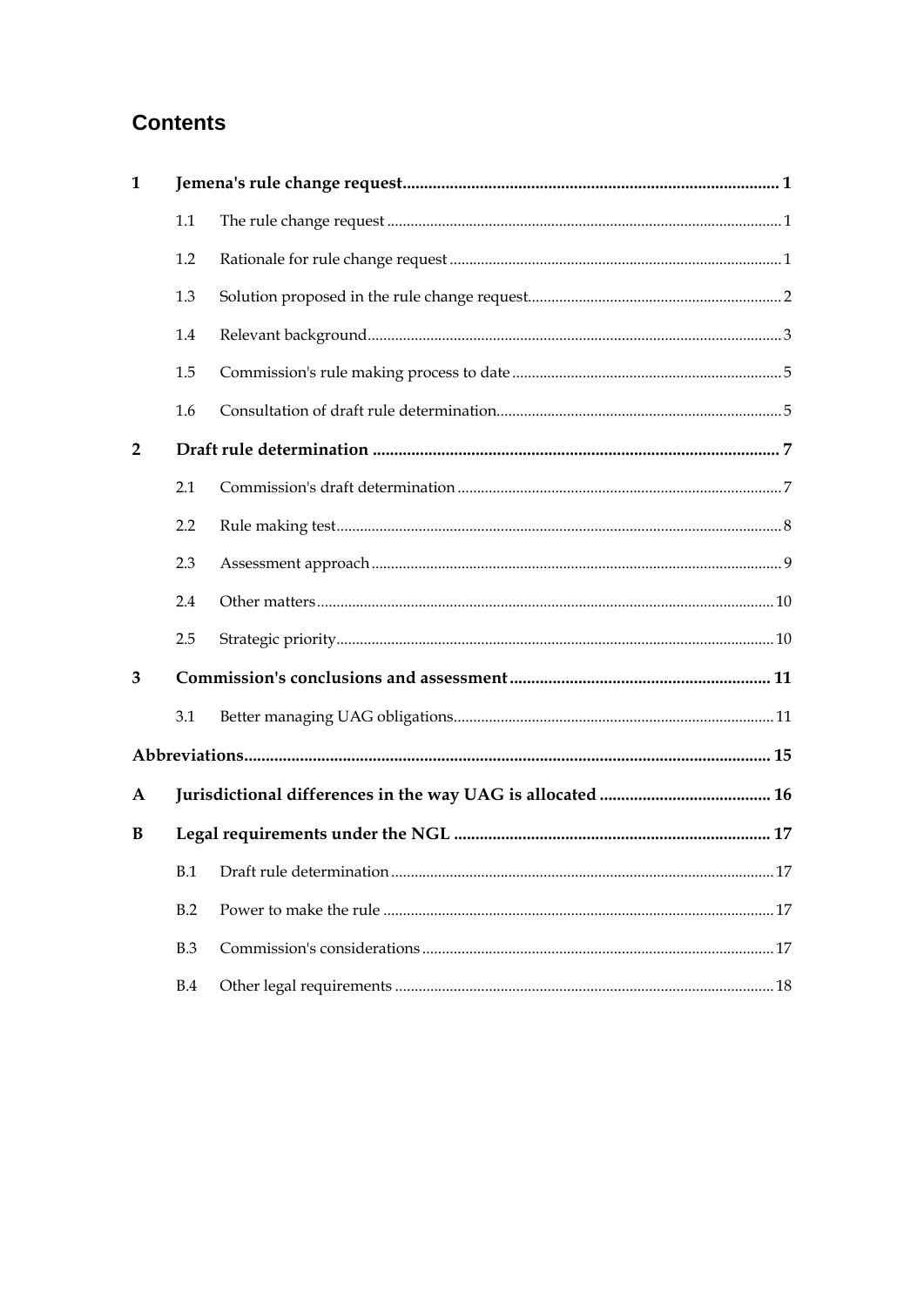## Contents

**1 Jemena's rule change request ..... 1**

1.1 The rule change request ..... 1

1.2 Rationale for rule change request ..... 1

1.3 Solution proposed in the rule change request ..... 2

1.4 Relevant background ..... 3

1.5 Commission's rule making process to date ..... 5

1.6 Consultation of draft rule determination ..... 5

**2 Draft rule determination ..... 7**

2.1 Commission's draft determination ..... 7

2.2 Rule making test ..... 8

2.3 Assessment approach ..... 9

2.4 Other matters ..... 10

2.5 Strategic priority ..... 10

**3 Commission's conclusions and assessment ..... 11**

3.1 Better managing UAG obligations ..... 11

**Abbreviations ..... 15**

**A Jurisdictional differences in the way UAG is allocated ..... 16**

**B Legal requirements under the NGL ..... 17**

B.1 Draft rule determination ..... 17

B.2 Power to make the rule ..... 17

B.3 Commission's considerations ..... 17

B.4 Other legal requirements ..... 18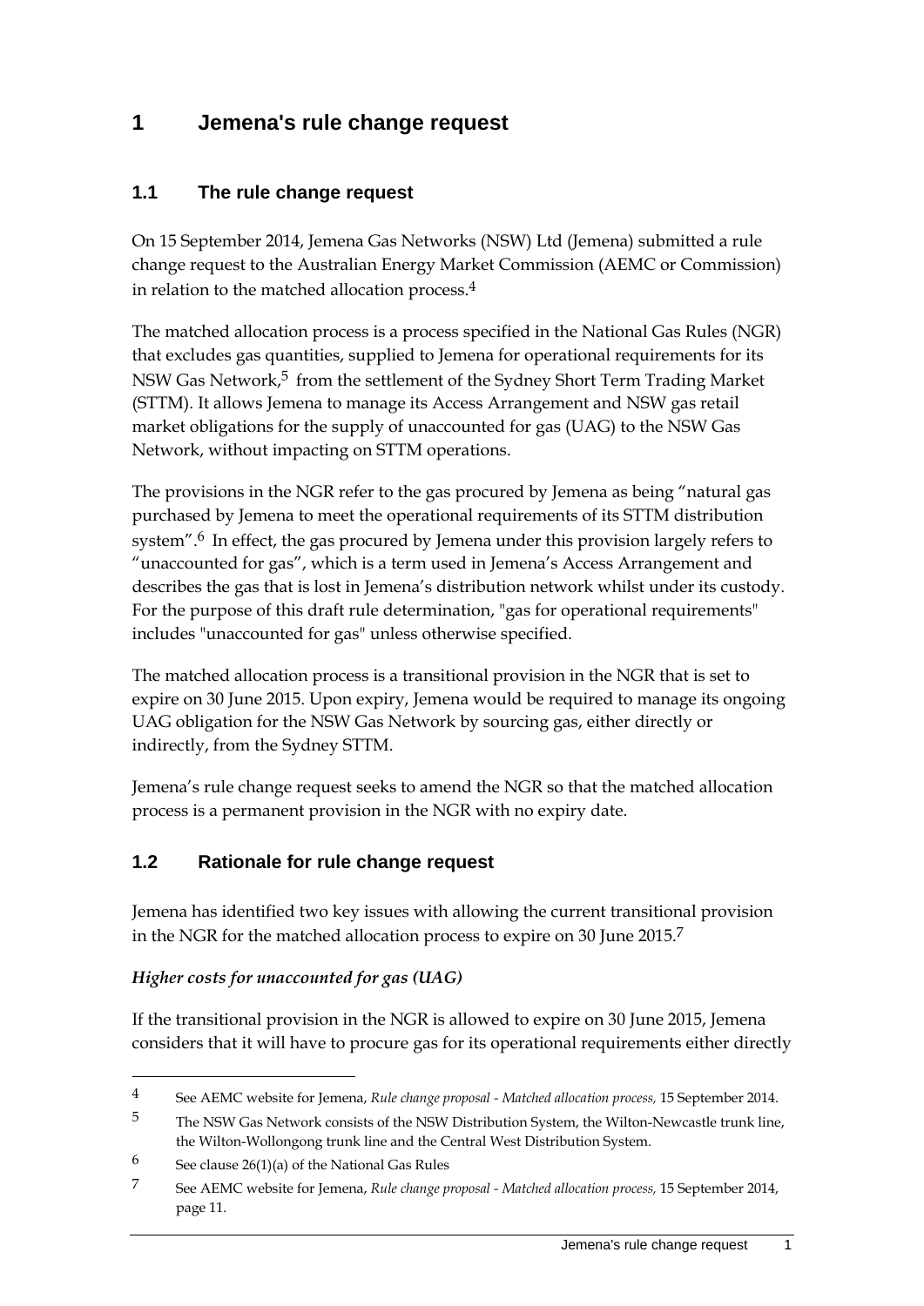# 1 Jemena's rule change request

## 1.1 The rule change request

On 15 September 2014, Jemena Gas Networks (NSW) Ltd (Jemena) submitted a rule change request to the Australian Energy Market Commission (AEMC or Commission) in relation to the matched allocation process.[4]

The matched allocation process is a process specified in the National Gas Rules (NGR) that excludes gas quantities, supplied to Jemena for operational requirements for its NSW Gas Network,[5] from the settlement of the Sydney Short Term Trading Market (STTM). It allows Jemena to manage its Access Arrangement and NSW gas retail market obligations for the supply of unaccounted for gas (UAG) to the NSW Gas Network, without impacting on STTM operations.

The provisions in the NGR refer to the gas procured by Jemena as being "natural gas purchased by Jemena to meet the operational requirements of its STTM distribution system".[6] In effect, the gas procured by Jemena under this provision largely refers to "unaccounted for gas", which is a term used in Jemena's Access Arrangement and describes the gas that is lost in Jemena's distribution network whilst under its custody. For the purpose of this draft rule determination, "gas for operational requirements" includes "unaccounted for gas" unless otherwise specified.

The matched allocation process is a transitional provision in the NGR that is set to expire on 30 June 2015. Upon expiry, Jemena would be required to manage its ongoing UAG obligation for the NSW Gas Network by sourcing gas, either directly or indirectly, from the Sydney STTM.

Jemena's rule change request seeks to amend the NGR so that the matched allocation process is a permanent provision in the NGR with no expiry date.

## 1.2 Rationale for rule change request

Jemena has identified two key issues with allowing the current transitional provision in the NGR for the matched allocation process to expire on 30 June 2015.[7]

***Higher costs for unaccounted for gas (UAG)***

If the transitional provision in the NGR is allowed to expire on 30 June 2015, Jemena considers that it will have to procure gas for its operational requirements either directly

---

[4] See AEMC website for Jemena, *Rule change proposal - Matched allocation process,* 15 September 2014.

[5] The NSW Gas Network consists of the NSW Distribution System, the Wilton-Newcastle trunk line, the Wilton-Wollongong trunk line and the Central West Distribution System.

[6] See clause 26(1)(a) of the National Gas Rules

[7] See AEMC website for Jemena, *Rule change proposal - Matched allocation process,* 15 September 2014, page 11.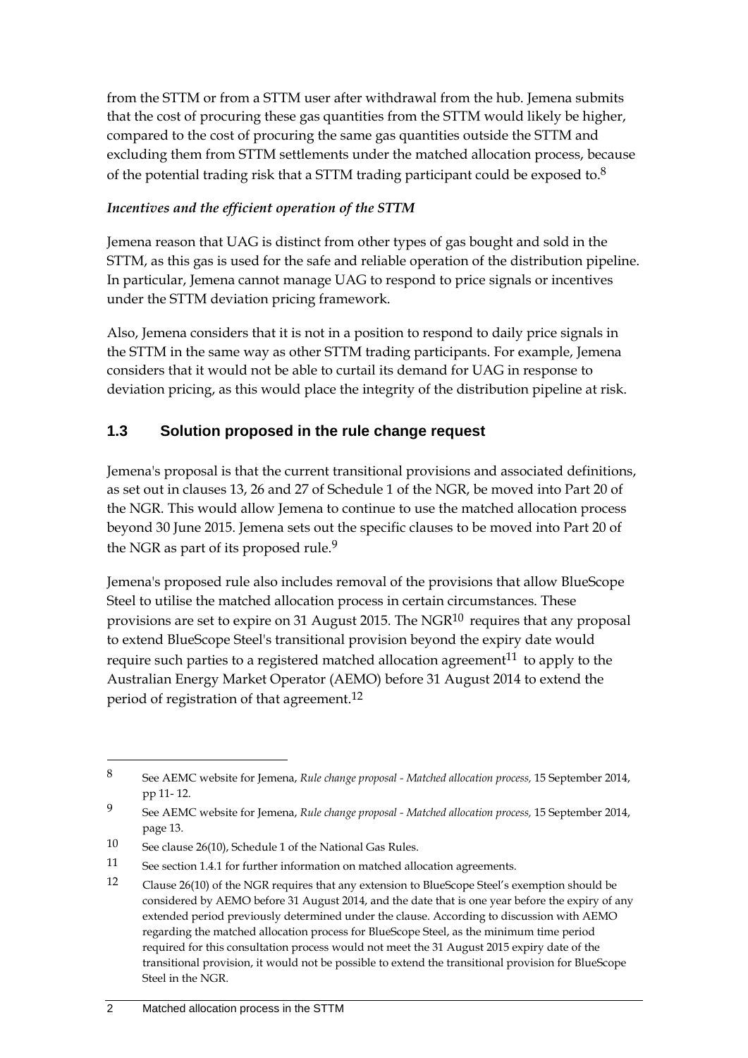from the STTM or from a STTM user after withdrawal from the hub. Jemena submits that the cost of procuring these gas quantities from the STTM would likely be higher, compared to the cost of procuring the same gas quantities outside the STTM and excluding them from STTM settlements under the matched allocation process, because of the potential trading risk that a STTM trading participant could be exposed to.[8]

***Incentives and the efficient operation of the STTM***

Jemena reason that UAG is distinct from other types of gas bought and sold in the STTM, as this gas is used for the safe and reliable operation of the distribution pipeline. In particular, Jemena cannot manage UAG to respond to price signals or incentives under the STTM deviation pricing framework.

Also, Jemena considers that it is not in a position to respond to daily price signals in the STTM in the same way as other STTM trading participants. For example, Jemena considers that it would not be able to curtail its demand for UAG in response to deviation pricing, as this would place the integrity of the distribution pipeline at risk.

## 1.3 Solution proposed in the rule change request

Jemena's proposal is that the current transitional provisions and associated definitions, as set out in clauses 13, 26 and 27 of Schedule 1 of the NGR, be moved into Part 20 of the NGR. This would allow Jemena to continue to use the matched allocation process beyond 30 June 2015. Jemena sets out the specific clauses to be moved into Part 20 of the NGR as part of its proposed rule.[9]

Jemena's proposed rule also includes removal of the provisions that allow BlueScope Steel to utilise the matched allocation process in certain circumstances. These provisions are set to expire on 31 August 2015. The NGR[10] requires that any proposal to extend BlueScope Steel's transitional provision beyond the expiry date would require such parties to a registered matched allocation agreement[11] to apply to the Australian Energy Market Operator (AEMO) before 31 August 2014 to extend the period of registration of that agreement.[12]

---

[8] See AEMC website for Jemena, *Rule change proposal - Matched allocation process,* 15 September 2014, pp 11- 12.

[9] See AEMC website for Jemena, *Rule change proposal - Matched allocation process,* 15 September 2014, page 13.

[10] See clause 26(10), Schedule 1 of the National Gas Rules.

[11] See section 1.4.1 for further information on matched allocation agreements.

[12] Clause 26(10) of the NGR requires that any extension to BlueScope Steel's exemption should be considered by AEMO before 31 August 2014, and the date that is one year before the expiry of any extended period previously determined under the clause. According to discussion with AEMO regarding the matched allocation process for BlueScope Steel, as the minimum time period required for this consultation process would not meet the 31 August 2015 expiry date of the transitional provision, it would not be possible to extend the transitional provision for BlueScope Steel in the NGR.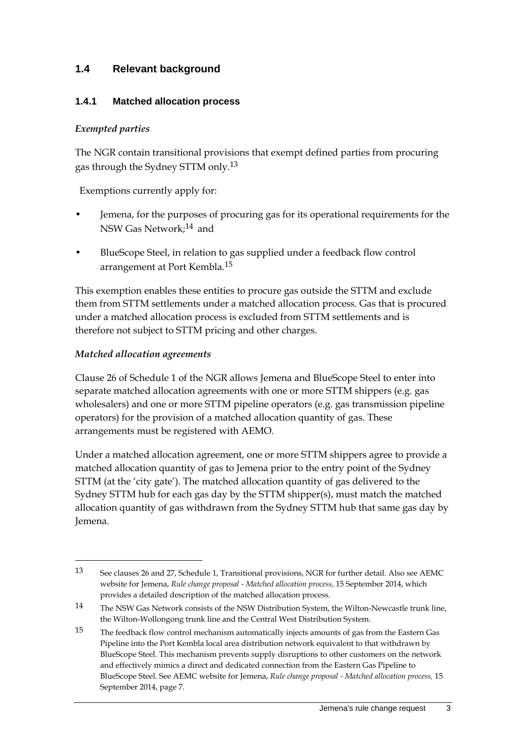## 1.4 Relevant background

### 1.4.1 Matched allocation process

*Exempted parties*

The NGR contain transitional provisions that exempt defined parties from procuring gas through the Sydney STTM only.[13]

Exemptions currently apply for:

- Jemena, for the purposes of procuring gas for its operational requirements for the NSW Gas Network;[14] and
- BlueScope Steel, in relation to gas supplied under a feedback flow control arrangement at Port Kembla.[15]

This exemption enables these entities to procure gas outside the STTM and exclude them from STTM settlements under a matched allocation process. Gas that is procured under a matched allocation process is excluded from STTM settlements and is therefore not subject to STTM pricing and other charges.

*Matched allocation agreements*

Clause 26 of Schedule 1 of the NGR allows Jemena and BlueScope Steel to enter into separate matched allocation agreements with one or more STTM shippers (e.g. gas wholesalers) and one or more STTM pipeline operators (e.g. gas transmission pipeline operators) for the provision of a matched allocation quantity of gas. These arrangements must be registered with AEMO.

Under a matched allocation agreement, one or more STTM shippers agree to provide a matched allocation quantity of gas to Jemena prior to the entry point of the Sydney STTM (at the 'city gate'). The matched allocation quantity of gas delivered to the Sydney STTM hub for each gas day by the STTM shipper(s), must match the matched allocation quantity of gas withdrawn from the Sydney STTM hub that same gas day by Jemena.

---

13 See clauses 26 and 27, Schedule 1, Transitional provisions, NGR for further detail. Also see AEMC website for Jemena, *Rule change proposal - Matched allocation process,* 15 September 2014, which provides a detailed description of the matched allocation process.

14 The NSW Gas Network consists of the NSW Distribution System, the Wilton-Newcastle trunk line, the Wilton-Wollongong trunk line and the Central West Distribution System.

15 The feedback flow control mechanism automatically injects amounts of gas from the Eastern Gas Pipeline into the Port Kembla local area distribution network equivalent to that withdrawn by BlueScope Steel. This mechanism prevents supply disruptions to other customers on the network and effectively mimics a direct and dedicated connection from the Eastern Gas Pipeline to BlueScope Steel. See AEMC website for Jemena, *Rule change proposal - Matched allocation process,* 15 September 2014, page 7.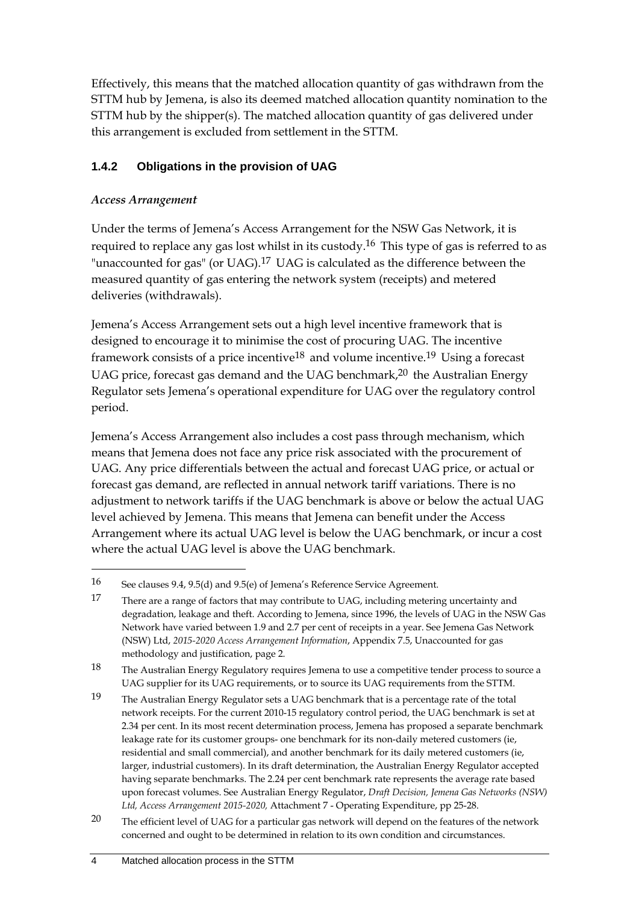Effectively, this means that the matched allocation quantity of gas withdrawn from the STTM hub by Jemena, is also its deemed matched allocation quantity nomination to the STTM hub by the shipper(s). The matched allocation quantity of gas delivered under this arrangement is excluded from settlement in the STTM.

### 1.4.2 Obligations in the provision of UAG

*Access Arrangement*

Under the terms of Jemena's Access Arrangement for the NSW Gas Network, it is required to replace any gas lost whilst in its custody.[16] This type of gas is referred to as "unaccounted for gas" (or UAG).[17] UAG is calculated as the difference between the measured quantity of gas entering the network system (receipts) and metered deliveries (withdrawals).

Jemena's Access Arrangement sets out a high level incentive framework that is designed to encourage it to minimise the cost of procuring UAG. The incentive framework consists of a price incentive[18] and volume incentive.[19] Using a forecast UAG price, forecast gas demand and the UAG benchmark,[20] the Australian Energy Regulator sets Jemena's operational expenditure for UAG over the regulatory control period.

Jemena's Access Arrangement also includes a cost pass through mechanism, which means that Jemena does not face any price risk associated with the procurement of UAG. Any price differentials between the actual and forecast UAG price, or actual or forecast gas demand, are reflected in annual network tariff variations. There is no adjustment to network tariffs if the UAG benchmark is above or below the actual UAG level achieved by Jemena. This means that Jemena can benefit under the Access Arrangement where its actual UAG level is below the UAG benchmark, or incur a cost where the actual UAG level is above the UAG benchmark.

---

16 See clauses 9.4, 9.5(d) and 9.5(e) of Jemena's Reference Service Agreement.

17 There are a range of factors that may contribute to UAG, including metering uncertainty and degradation, leakage and theft. According to Jemena, since 1996, the levels of UAG in the NSW Gas Network have varied between 1.9 and 2.7 per cent of receipts in a year. See Jemena Gas Network (NSW) Ltd, *2015-2020 Access Arrangement Information*, Appendix 7.5, Unaccounted for gas methodology and justification, page 2.

18 The Australian Energy Regulatory requires Jemena to use a competitive tender process to source a UAG supplier for its UAG requirements, or to source its UAG requirements from the STTM.

19 The Australian Energy Regulator sets a UAG benchmark that is a percentage rate of the total network receipts. For the current 2010-15 regulatory control period, the UAG benchmark is set at 2.34 per cent. In its most recent determination process, Jemena has proposed a separate benchmark leakage rate for its customer groups- one benchmark for its non-daily metered customers (ie, residential and small commercial), and another benchmark for its daily metered customers (ie, larger, industrial customers). In its draft determination, the Australian Energy Regulator accepted having separate benchmarks. The 2.24 per cent benchmark rate represents the average rate based upon forecast volumes. See Australian Energy Regulator, *Draft Decision, Jemena Gas Networks (NSW) Ltd, Access Arrangement 2015-2020,* Attachment 7 - Operating Expenditure, pp 25-28.

20 The efficient level of UAG for a particular gas network will depend on the features of the network concerned and ought to be determined in relation to its own condition and circumstances.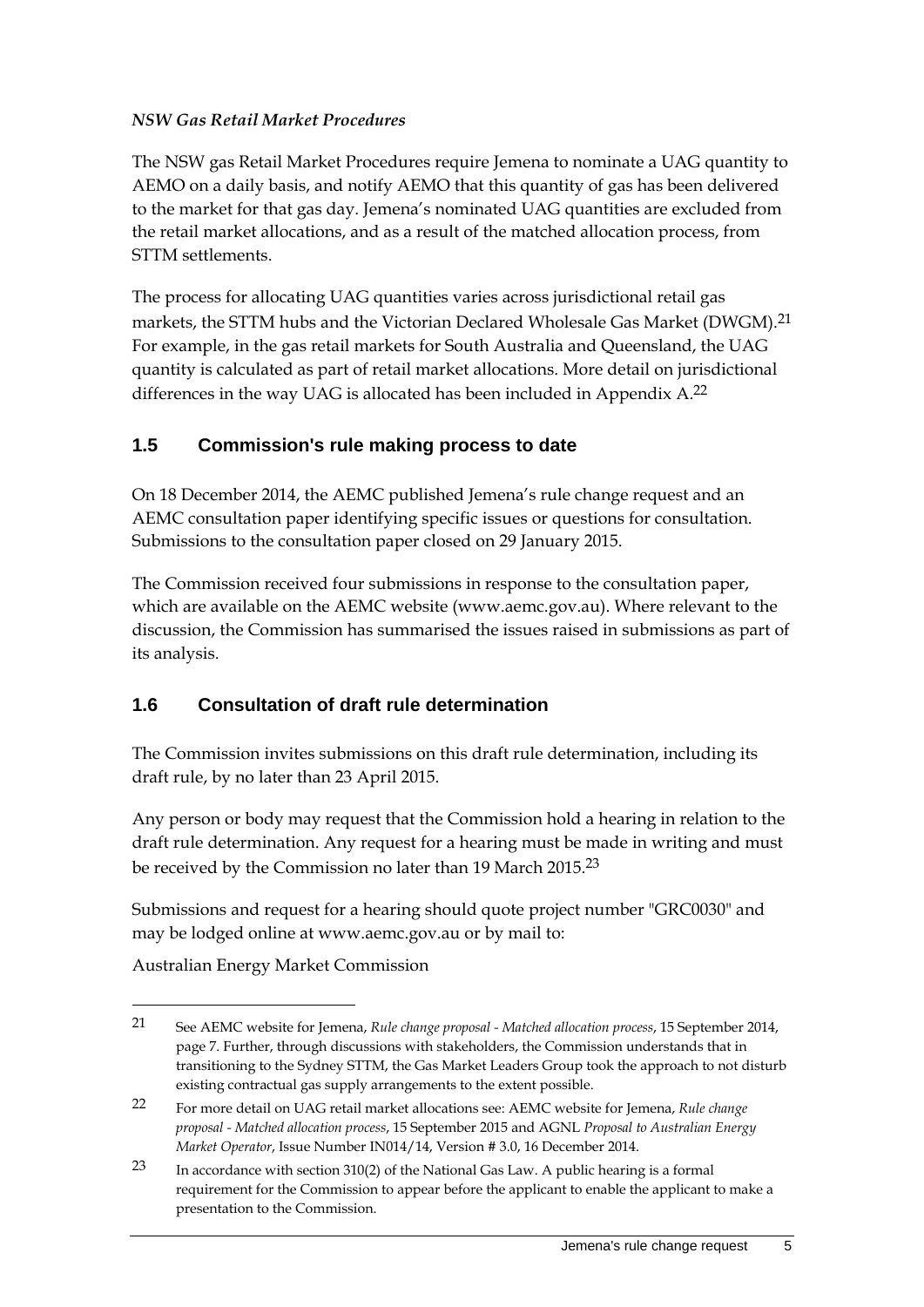*NSW Gas Retail Market Procedures*

The NSW gas Retail Market Procedures require Jemena to nominate a UAG quantity to AEMO on a daily basis, and notify AEMO that this quantity of gas has been delivered to the market for that gas day. Jemena's nominated UAG quantities are excluded from the retail market allocations, and as a result of the matched allocation process, from STTM settlements.

The process for allocating UAG quantities varies across jurisdictional retail gas markets, the STTM hubs and the Victorian Declared Wholesale Gas Market (DWGM).[21] For example, in the gas retail markets for South Australia and Queensland, the UAG quantity is calculated as part of retail market allocations. More detail on jurisdictional differences in the way UAG is allocated has been included in Appendix A.[22]

## 1.5 Commission's rule making process to date

On 18 December 2014, the AEMC published Jemena's rule change request and an AEMC consultation paper identifying specific issues or questions for consultation. Submissions to the consultation paper closed on 29 January 2015.

The Commission received four submissions in response to the consultation paper, which are available on the AEMC website (www.aemc.gov.au). Where relevant to the discussion, the Commission has summarised the issues raised in submissions as part of its analysis.

## 1.6 Consultation of draft rule determination

The Commission invites submissions on this draft rule determination, including its draft rule, by no later than 23 April 2015.

Any person or body may request that the Commission hold a hearing in relation to the draft rule determination. Any request for a hearing must be made in writing and must be received by the Commission no later than 19 March 2015.[23]

Submissions and request for a hearing should quote project number "GRC0030" and may be lodged online at www.aemc.gov.au or by mail to:

Australian Energy Market Commission

---

[21] See AEMC website for Jemena, *Rule change proposal - Matched allocation process*, 15 September 2014, page 7. Further, through discussions with stakeholders, the Commission understands that in transitioning to the Sydney STTM, the Gas Market Leaders Group took the approach to not disturb existing contractual gas supply arrangements to the extent possible.

[22] For more detail on UAG retail market allocations see: AEMC website for Jemena, *Rule change proposal - Matched allocation process*, 15 September 2015 and AGNL *Proposal to Australian Energy Market Operator*, Issue Number IN014/14, Version # 3.0, 16 December 2014.

[23] In accordance with section 310(2) of the National Gas Law. A public hearing is a formal requirement for the Commission to appear before the applicant to enable the applicant to make a presentation to the Commission.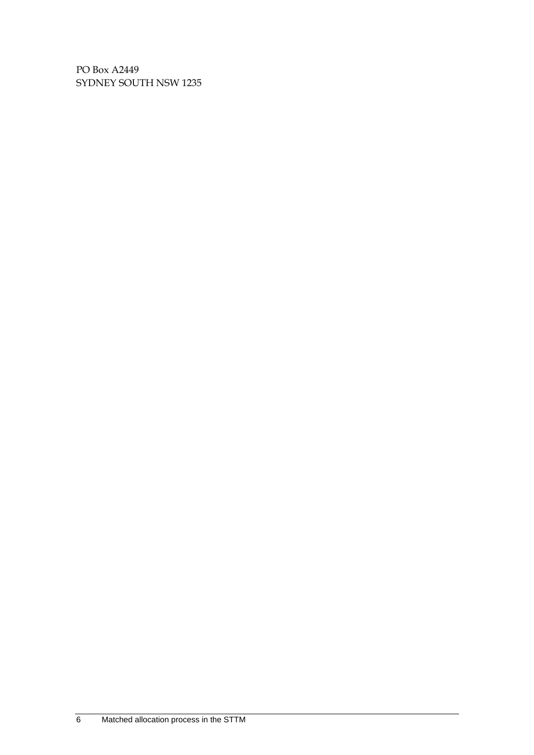PO Box A2449
SYDNEY SOUTH NSW 1235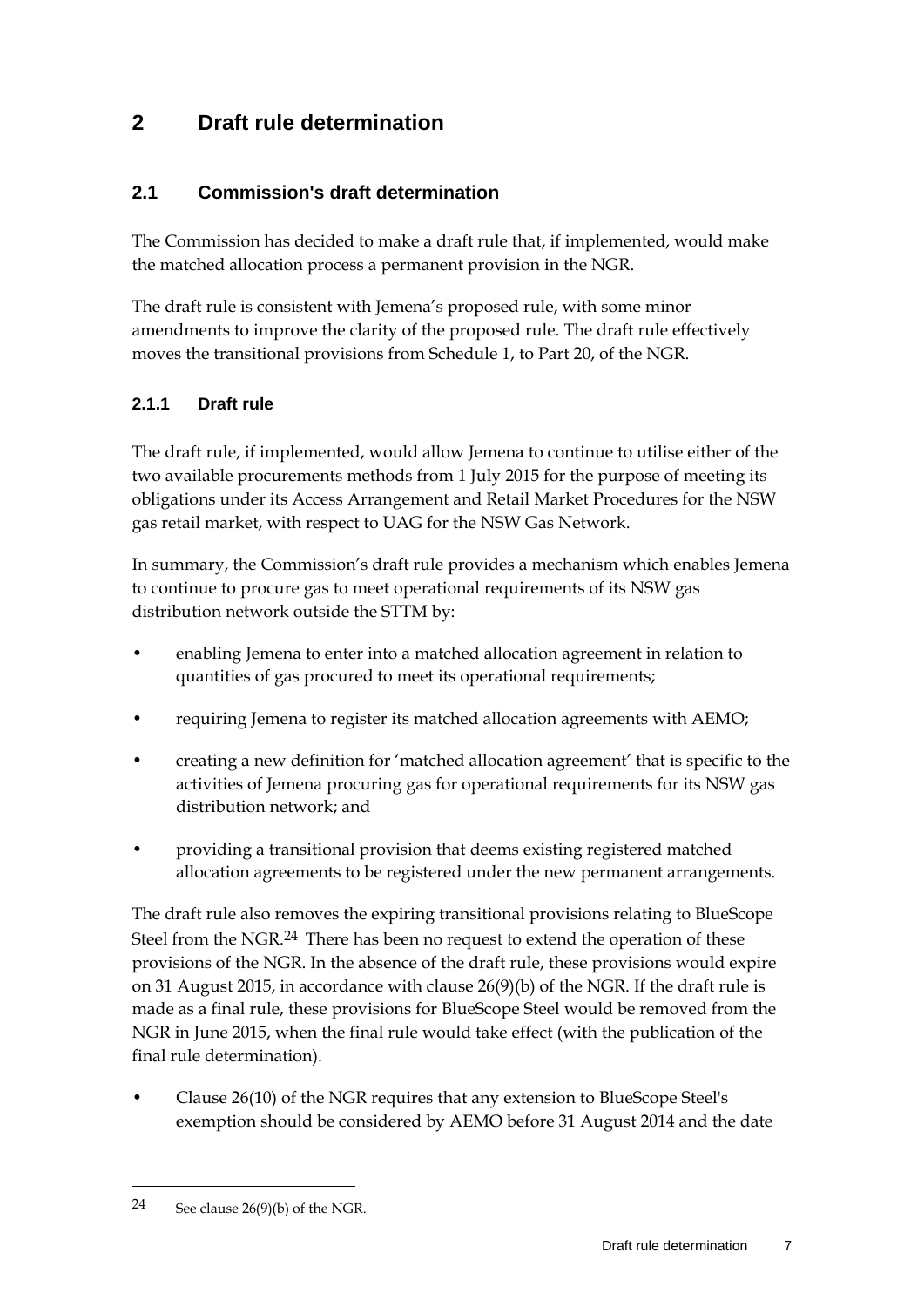# 2 Draft rule determination

## 2.1 Commission's draft determination

The Commission has decided to make a draft rule that, if implemented, would make the matched allocation process a permanent provision in the NGR.

The draft rule is consistent with Jemena's proposed rule, with some minor amendments to improve the clarity of the proposed rule. The draft rule effectively moves the transitional provisions from Schedule 1, to Part 20, of the NGR.

### 2.1.1 Draft rule

The draft rule, if implemented, would allow Jemena to continue to utilise either of the two available procurements methods from 1 July 2015 for the purpose of meeting its obligations under its Access Arrangement and Retail Market Procedures for the NSW gas retail market, with respect to UAG for the NSW Gas Network.

In summary, the Commission's draft rule provides a mechanism which enables Jemena to continue to procure gas to meet operational requirements of its NSW gas distribution network outside the STTM by:

- enabling Jemena to enter into a matched allocation agreement in relation to quantities of gas procured to meet its operational requirements;
- requiring Jemena to register its matched allocation agreements with AEMO;
- creating a new definition for 'matched allocation agreement' that is specific to the activities of Jemena procuring gas for operational requirements for its NSW gas distribution network; and
- providing a transitional provision that deems existing registered matched allocation agreements to be registered under the new permanent arrangements.

The draft rule also removes the expiring transitional provisions relating to BlueScope Steel from the NGR.[24] There has been no request to extend the operation of these provisions of the NGR. In the absence of the draft rule, these provisions would expire on 31 August 2015, in accordance with clause 26(9)(b) of the NGR. If the draft rule is made as a final rule, these provisions for BlueScope Steel would be removed from the NGR in June 2015, when the final rule would take effect (with the publication of the final rule determination).

- Clause 26(10) of the NGR requires that any extension to BlueScope Steel's exemption should be considered by AEMO before 31 August 2014 and the date

---

24 See clause 26(9)(b) of the NGR.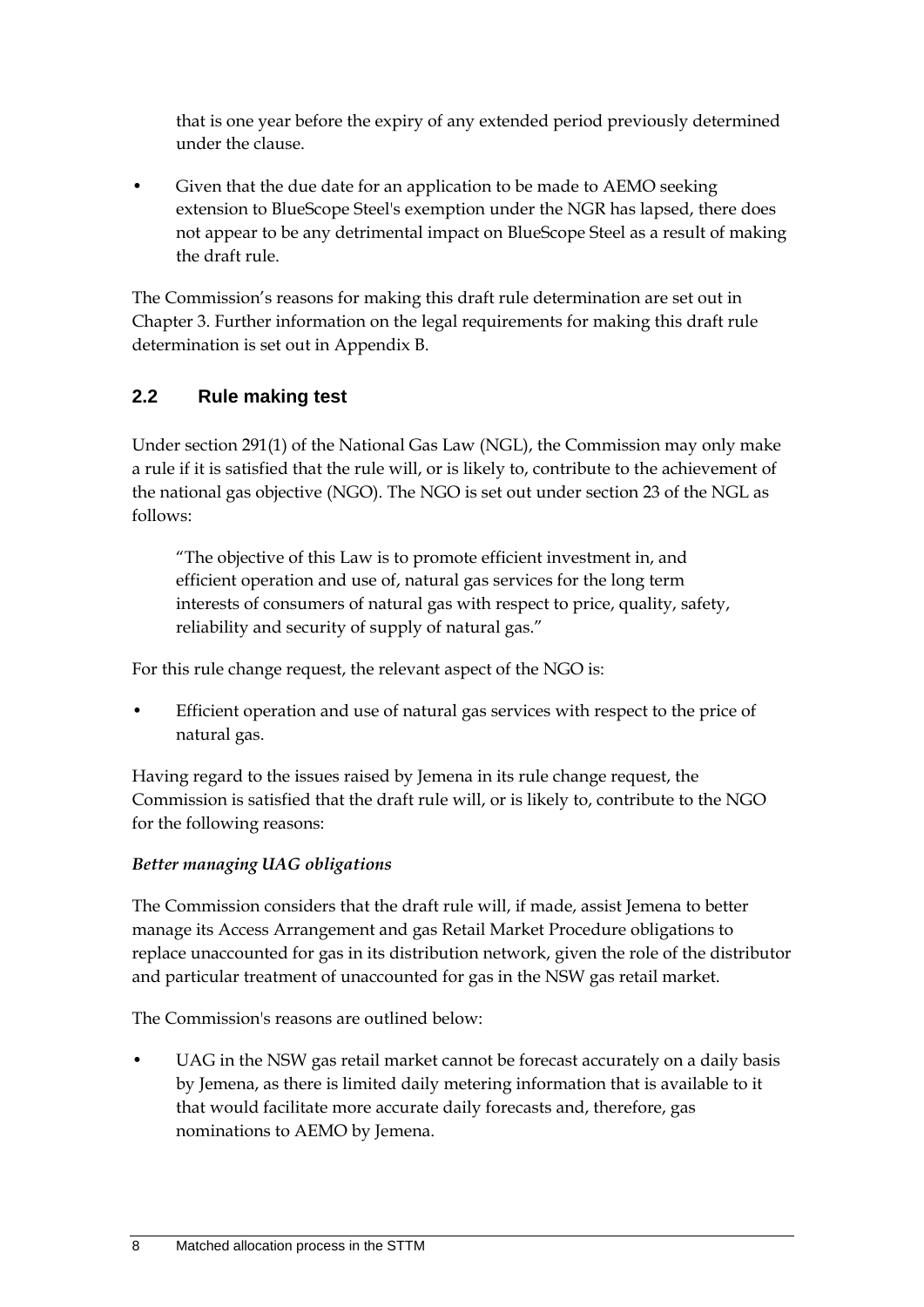that is one year before the expiry of any extended period previously determined under the clause.

- Given that the due date for an application to be made to AEMO seeking extension to BlueScope Steel's exemption under the NGR has lapsed, there does not appear to be any detrimental impact on BlueScope Steel as a result of making the draft rule.

The Commission's reasons for making this draft rule determination are set out in Chapter 3. Further information on the legal requirements for making this draft rule determination is set out in Appendix B.

## 2.2 Rule making test

Under section 291(1) of the National Gas Law (NGL), the Commission may only make a rule if it is satisfied that the rule will, or is likely to, contribute to the achievement of the national gas objective (NGO). The NGO is set out under section 23 of the NGL as follows:

> "The objective of this Law is to promote efficient investment in, and efficient operation and use of, natural gas services for the long term interests of consumers of natural gas with respect to price, quality, safety, reliability and security of supply of natural gas."

For this rule change request, the relevant aspect of the NGO is:

- Efficient operation and use of natural gas services with respect to the price of natural gas.

Having regard to the issues raised by Jemena in its rule change request, the Commission is satisfied that the draft rule will, or is likely to, contribute to the NGO for the following reasons:

***Better managing UAG obligations***

The Commission considers that the draft rule will, if made, assist Jemena to better manage its Access Arrangement and gas Retail Market Procedure obligations to replace unaccounted for gas in its distribution network, given the role of the distributor and particular treatment of unaccounted for gas in the NSW gas retail market.

The Commission's reasons are outlined below:

- UAG in the NSW gas retail market cannot be forecast accurately on a daily basis by Jemena, as there is limited daily metering information that is available to it that would facilitate more accurate daily forecasts and, therefore, gas nominations to AEMO by Jemena.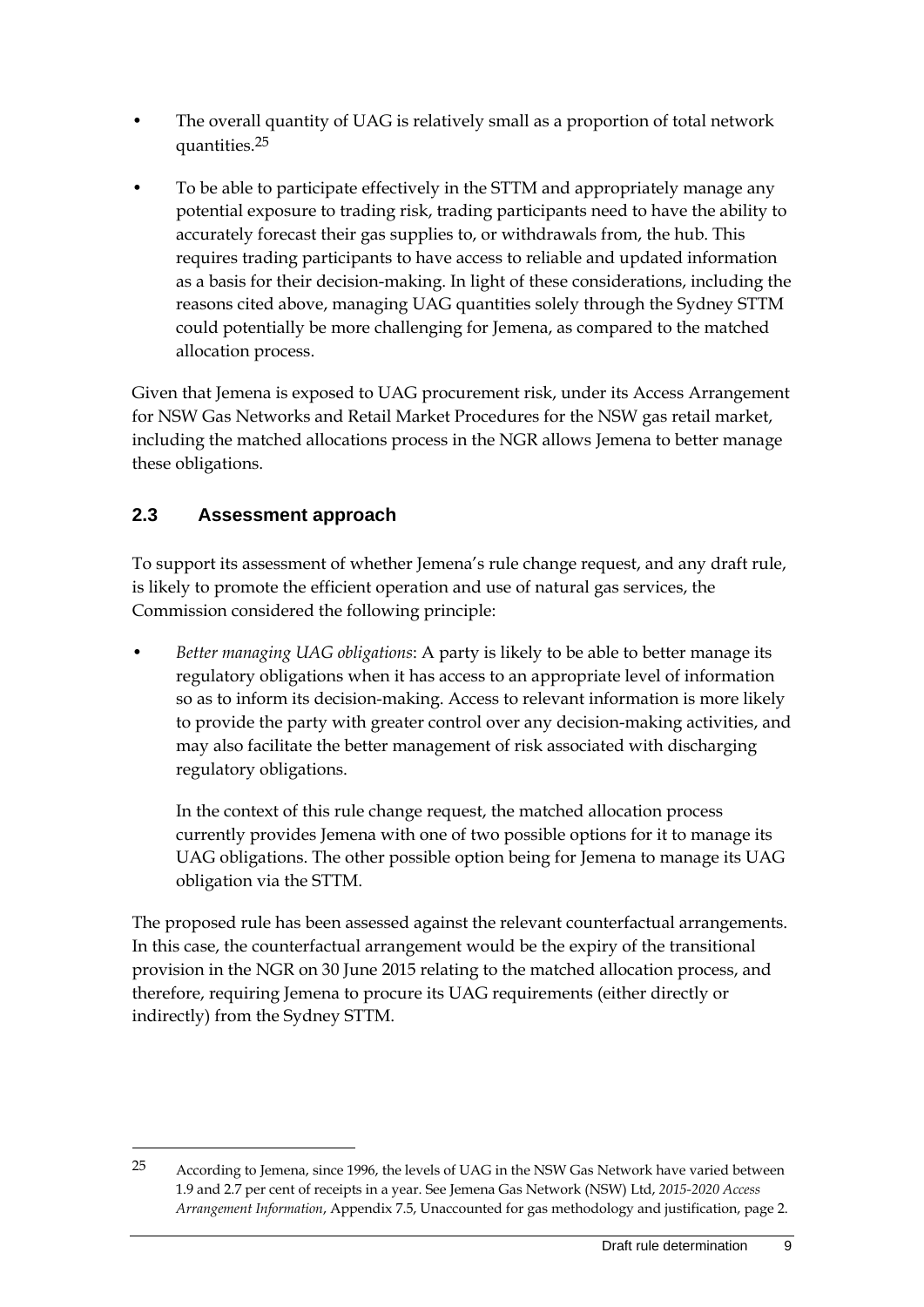- The overall quantity of UAG is relatively small as a proportion of total network quantities.[25]
- To be able to participate effectively in the STTM and appropriately manage any potential exposure to trading risk, trading participants need to have the ability to accurately forecast their gas supplies to, or withdrawals from, the hub. This requires trading participants to have access to reliable and updated information as a basis for their decision-making. In light of these considerations, including the reasons cited above, managing UAG quantities solely through the Sydney STTM could potentially be more challenging for Jemena, as compared to the matched allocation process.

Given that Jemena is exposed to UAG procurement risk, under its Access Arrangement for NSW Gas Networks and Retail Market Procedures for the NSW gas retail market, including the matched allocations process in the NGR allows Jemena to better manage these obligations.

## 2.3 Assessment approach

To support its assessment of whether Jemena's rule change request, and any draft rule, is likely to promote the efficient operation and use of natural gas services, the Commission considered the following principle:

- *Better managing UAG obligations*: A party is likely to be able to better manage its regulatory obligations when it has access to an appropriate level of information so as to inform its decision-making. Access to relevant information is more likely to provide the party with greater control over any decision-making activities, and may also facilitate the better management of risk associated with discharging regulatory obligations.

  In the context of this rule change request, the matched allocation process currently provides Jemena with one of two possible options for it to manage its UAG obligations. The other possible option being for Jemena to manage its UAG obligation via the STTM.

The proposed rule has been assessed against the relevant counterfactual arrangements. In this case, the counterfactual arrangement would be the expiry of the transitional provision in the NGR on 30 June 2015 relating to the matched allocation process, and therefore, requiring Jemena to procure its UAG requirements (either directly or indirectly) from the Sydney STTM.

---

[25] According to Jemena, since 1996, the levels of UAG in the NSW Gas Network have varied between 1.9 and 2.7 per cent of receipts in a year. See Jemena Gas Network (NSW) Ltd, *2015-2020 Access Arrangement Information*, Appendix 7.5, Unaccounted for gas methodology and justification, page 2.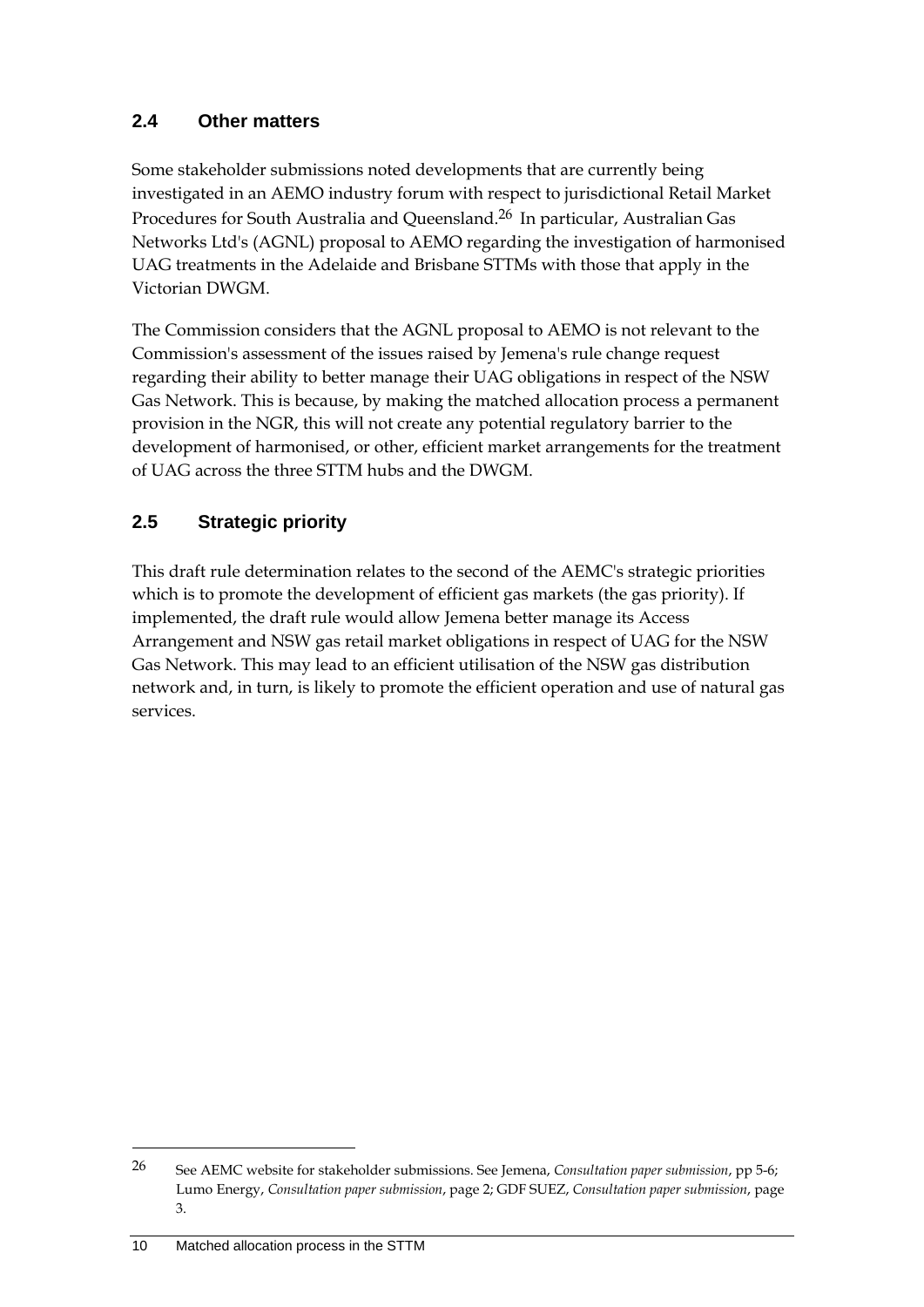## 2.4 Other matters

Some stakeholder submissions noted developments that are currently being investigated in an AEMO industry forum with respect to jurisdictional Retail Market Procedures for South Australia and Queensland.[26] In particular, Australian Gas Networks Ltd's (AGNL) proposal to AEMO regarding the investigation of harmonised UAG treatments in the Adelaide and Brisbane STTMs with those that apply in the Victorian DWGM.

The Commission considers that the AGNL proposal to AEMO is not relevant to the Commission's assessment of the issues raised by Jemena's rule change request regarding their ability to better manage their UAG obligations in respect of the NSW Gas Network. This is because, by making the matched allocation process a permanent provision in the NGR, this will not create any potential regulatory barrier to the development of harmonised, or other, efficient market arrangements for the treatment of UAG across the three STTM hubs and the DWGM.

## 2.5 Strategic priority

This draft rule determination relates to the second of the AEMC's strategic priorities which is to promote the development of efficient gas markets (the gas priority). If implemented, the draft rule would allow Jemena better manage its Access Arrangement and NSW gas retail market obligations in respect of UAG for the NSW Gas Network. This may lead to an efficient utilisation of the NSW gas distribution network and, in turn, is likely to promote the efficient operation and use of natural gas services.

---

26 See AEMC website for stakeholder submissions. See Jemena, *Consultation paper submission*, pp 5-6; Lumo Energy, *Consultation paper submission*, page 2; GDF SUEZ, *Consultation paper submission*, page 3.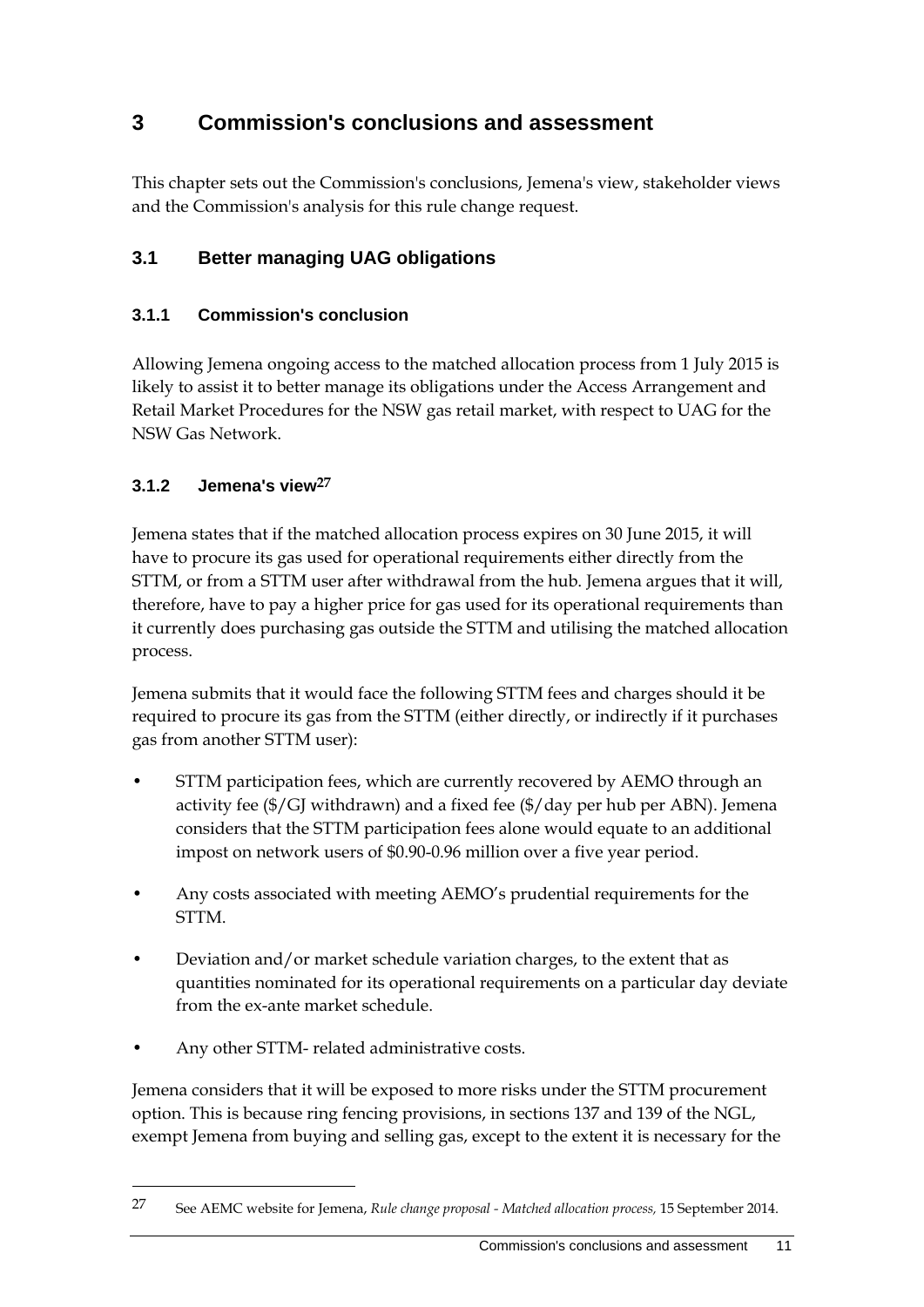# 3 Commission's conclusions and assessment

This chapter sets out the Commission's conclusions, Jemena's view, stakeholder views and the Commission's analysis for this rule change request.

## 3.1 Better managing UAG obligations

### 3.1.1 Commission's conclusion

Allowing Jemena ongoing access to the matched allocation process from 1 July 2015 is likely to assist it to better manage its obligations under the Access Arrangement and Retail Market Procedures for the NSW gas retail market, with respect to UAG for the NSW Gas Network.

### 3.1.2 Jemena's view[27]

Jemena states that if the matched allocation process expires on 30 June 2015, it will have to procure its gas used for operational requirements either directly from the STTM, or from a STTM user after withdrawal from the hub. Jemena argues that it will, therefore, have to pay a higher price for gas used for its operational requirements than it currently does purchasing gas outside the STTM and utilising the matched allocation process.

Jemena submits that it would face the following STTM fees and charges should it be required to procure its gas from the STTM (either directly, or indirectly if it purchases gas from another STTM user):

- STTM participation fees, which are currently recovered by AEMO through an activity fee ($/GJ withdrawn) and a fixed fee ($/day per hub per ABN). Jemena considers that the STTM participation fees alone would equate to an additional impost on network users of $0.90-0.96 million over a five year period.
- Any costs associated with meeting AEMO's prudential requirements for the STTM.
- Deviation and/or market schedule variation charges, to the extent that as quantities nominated for its operational requirements on a particular day deviate from the ex-ante market schedule.
- Any other STTM- related administrative costs.

Jemena considers that it will be exposed to more risks under the STTM procurement option. This is because ring fencing provisions, in sections 137 and 139 of the NGL, exempt Jemena from buying and selling gas, except to the extent it is necessary for the

---

[27] See AEMC website for Jemena, *Rule change proposal - Matched allocation process,* 15 September 2014.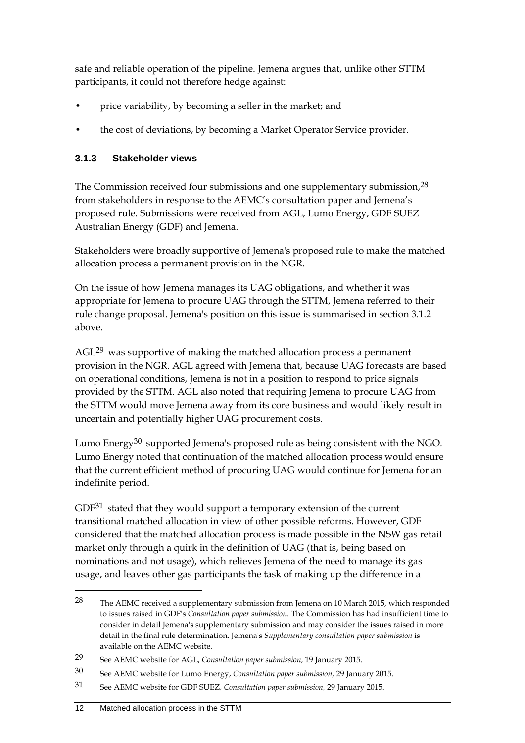safe and reliable operation of the pipeline. Jemena argues that, unlike other STTM participants, it could not therefore hedge against:

- price variability, by becoming a seller in the market; and
- the cost of deviations, by becoming a Market Operator Service provider.

### 3.1.3 Stakeholder views

The Commission received four submissions and one supplementary submission,[28] from stakeholders in response to the AEMC's consultation paper and Jemena's proposed rule. Submissions were received from AGL, Lumo Energy, GDF SUEZ Australian Energy (GDF) and Jemena.

Stakeholders were broadly supportive of Jemena's proposed rule to make the matched allocation process a permanent provision in the NGR.

On the issue of how Jemena manages its UAG obligations, and whether it was appropriate for Jemena to procure UAG through the STTM, Jemena referred to their rule change proposal. Jemena's position on this issue is summarised in section 3.1.2 above.

AGL[29] was supportive of making the matched allocation process a permanent provision in the NGR. AGL agreed with Jemena that, because UAG forecasts are based on operational conditions, Jemena is not in a position to respond to price signals provided by the STTM. AGL also noted that requiring Jemena to procure UAG from the STTM would move Jemena away from its core business and would likely result in uncertain and potentially higher UAG procurement costs.

Lumo Energy[30] supported Jemena's proposed rule as being consistent with the NGO. Lumo Energy noted that continuation of the matched allocation process would ensure that the current efficient method of procuring UAG would continue for Jemena for an indefinite period.

GDF[31] stated that they would support a temporary extension of the current transitional matched allocation in view of other possible reforms. However, GDF considered that the matched allocation process is made possible in the NSW gas retail market only through a quirk in the definition of UAG (that is, being based on nominations and not usage), which relieves Jemena of the need to manage its gas usage, and leaves other gas participants the task of making up the difference in a

---

[28] The AEMC received a supplementary submission from Jemena on 10 March 2015, which responded to issues raised in GDF's *Consultation paper submission*. The Commission has had insufficient time to consider in detail Jemena's supplementary submission and may consider the issues raised in more detail in the final rule determination. Jemena's *Supplementary consultation paper submission* is available on the AEMC website.

[29] See AEMC website for AGL, *Consultation paper submission,* 19 January 2015.

[30] See AEMC website for Lumo Energy, *Consultation paper submission,* 29 January 2015.

[31] See AEMC website for GDF SUEZ, *Consultation paper submission,* 29 January 2015.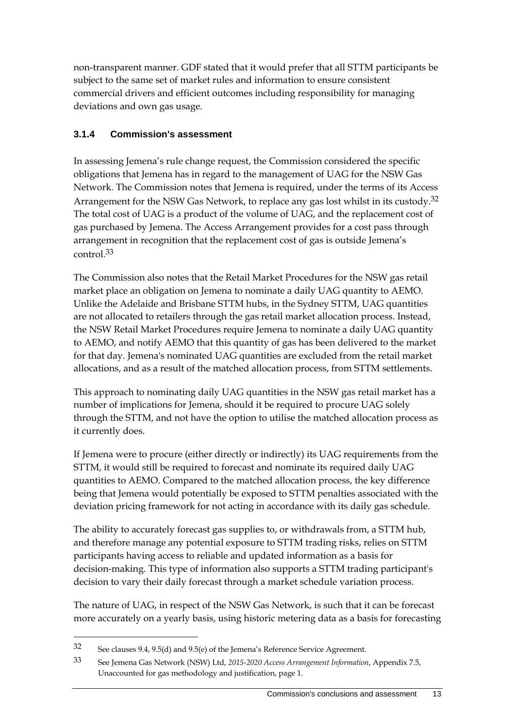non-transparent manner. GDF stated that it would prefer that all STTM participants be subject to the same set of market rules and information to ensure consistent commercial drivers and efficient outcomes including responsibility for managing deviations and own gas usage.

### 3.1.4 Commission's assessment

In assessing Jemena's rule change request, the Commission considered the specific obligations that Jemena has in regard to the management of UAG for the NSW Gas Network. The Commission notes that Jemena is required, under the terms of its Access Arrangement for the NSW Gas Network, to replace any gas lost whilst in its custody.[32] The total cost of UAG is a product of the volume of UAG, and the replacement cost of gas purchased by Jemena. The Access Arrangement provides for a cost pass through arrangement in recognition that the replacement cost of gas is outside Jemena's control.[33]

The Commission also notes that the Retail Market Procedures for the NSW gas retail market place an obligation on Jemena to nominate a daily UAG quantity to AEMO. Unlike the Adelaide and Brisbane STTM hubs, in the Sydney STTM, UAG quantities are not allocated to retailers through the gas retail market allocation process. Instead, the NSW Retail Market Procedures require Jemena to nominate a daily UAG quantity to AEMO, and notify AEMO that this quantity of gas has been delivered to the market for that day. Jemena's nominated UAG quantities are excluded from the retail market allocations, and as a result of the matched allocation process, from STTM settlements.

This approach to nominating daily UAG quantities in the NSW gas retail market has a number of implications for Jemena, should it be required to procure UAG solely through the STTM, and not have the option to utilise the matched allocation process as it currently does.

If Jemena were to procure (either directly or indirectly) its UAG requirements from the STTM, it would still be required to forecast and nominate its required daily UAG quantities to AEMO. Compared to the matched allocation process, the key difference being that Jemena would potentially be exposed to STTM penalties associated with the deviation pricing framework for not acting in accordance with its daily gas schedule.

The ability to accurately forecast gas supplies to, or withdrawals from, a STTM hub, and therefore manage any potential exposure to STTM trading risks, relies on STTM participants having access to reliable and updated information as a basis for decision-making. This type of information also supports a STTM trading participant's decision to vary their daily forecast through a market schedule variation process.

The nature of UAG, in respect of the NSW Gas Network, is such that it can be forecast more accurately on a yearly basis, using historic metering data as a basis for forecasting

---

32 See clauses 9.4, 9.5(d) and 9.5(e) of the Jemena's Reference Service Agreement.

33 See Jemena Gas Network (NSW) Ltd, *2015-2020 Access Arrangement Information*, Appendix 7.5, Unaccounted for gas methodology and justification, page 1.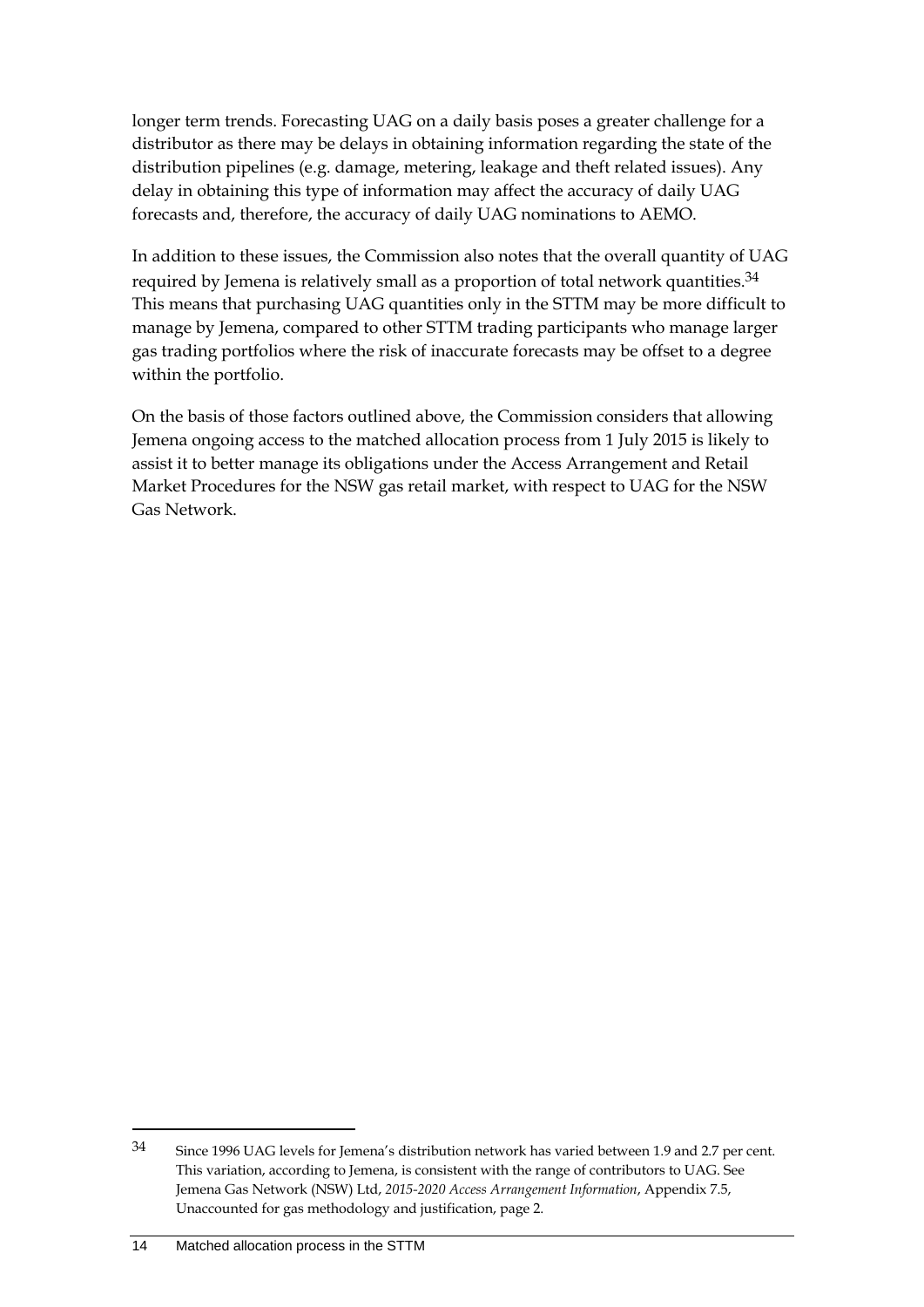longer term trends. Forecasting UAG on a daily basis poses a greater challenge for a distributor as there may be delays in obtaining information regarding the state of the distribution pipelines (e.g. damage, metering, leakage and theft related issues). Any delay in obtaining this type of information may affect the accuracy of daily UAG forecasts and, therefore, the accuracy of daily UAG nominations to AEMO.

In addition to these issues, the Commission also notes that the overall quantity of UAG required by Jemena is relatively small as a proportion of total network quantities.[34] This means that purchasing UAG quantities only in the STTM may be more difficult to manage by Jemena, compared to other STTM trading participants who manage larger gas trading portfolios where the risk of inaccurate forecasts may be offset to a degree within the portfolio.

On the basis of those factors outlined above, the Commission considers that allowing Jemena ongoing access to the matched allocation process from 1 July 2015 is likely to assist it to better manage its obligations under the Access Arrangement and Retail Market Procedures for the NSW gas retail market, with respect to UAG for the NSW Gas Network.

---

34 Since 1996 UAG levels for Jemena's distribution network has varied between 1.9 and 2.7 per cent. This variation, according to Jemena, is consistent with the range of contributors to UAG. See Jemena Gas Network (NSW) Ltd, *2015-2020 Access Arrangement Information*, Appendix 7.5, Unaccounted for gas methodology and justification, page 2.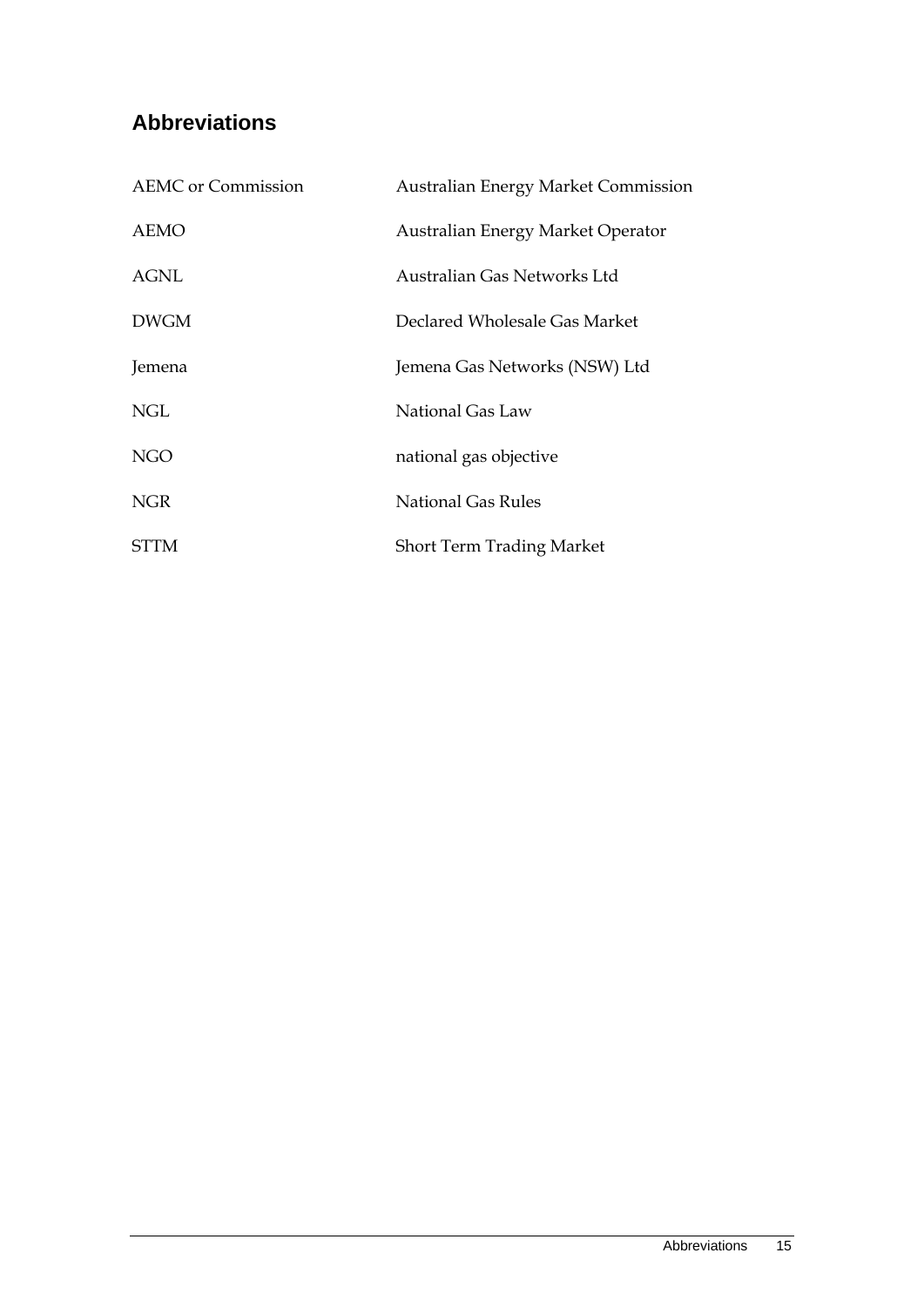## Abbreviations

| | |
|---|---|
| AEMC or Commission | Australian Energy Market Commission |
| AEMO | Australian Energy Market Operator |
| AGNL | Australian Gas Networks Ltd |
| DWGM | Declared Wholesale Gas Market |
| Jemena | Jemena Gas Networks (NSW) Ltd |
| NGL | National Gas Law |
| NGO | national gas objective |
| NGR | National Gas Rules |
| STTM | Short Term Trading Market |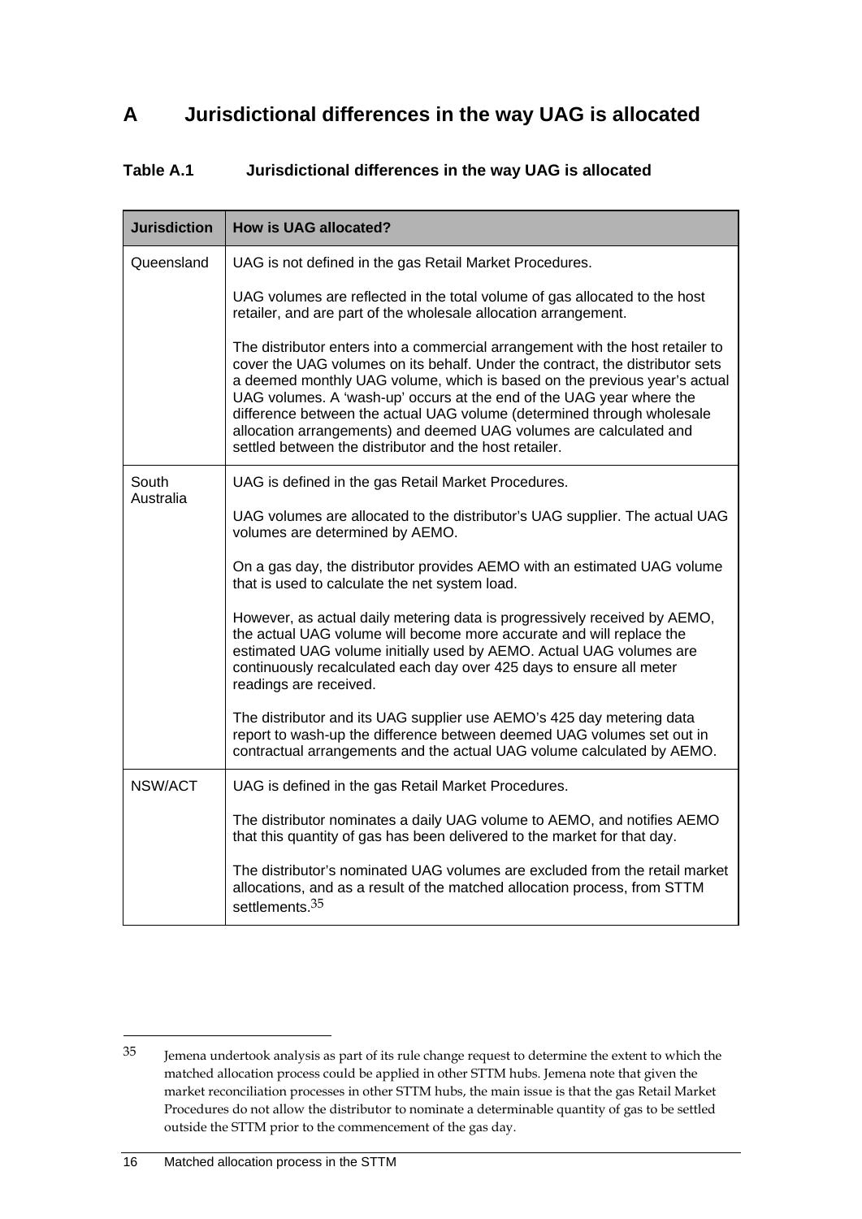# A Jurisdictional differences in the way UAG is allocated

**Table A.1 Jurisdictional differences in the way UAG is allocated**

| Jurisdiction | How is UAG allocated? |
|---|---|
| Queensland | UAG is not defined in the gas Retail Market Procedures.<br><br>UAG volumes are reflected in the total volume of gas allocated to the host retailer, and are part of the wholesale allocation arrangement.<br><br>The distributor enters into a commercial arrangement with the host retailer to cover the UAG volumes on its behalf. Under the contract, the distributor sets a deemed monthly UAG volume, which is based on the previous year's actual UAG volumes. A 'wash-up' occurs at the end of the UAG year where the difference between the actual UAG volume (determined through wholesale allocation arrangements) and deemed UAG volumes are calculated and settled between the distributor and the host retailer. |
| South Australia | UAG is defined in the gas Retail Market Procedures.<br><br>UAG volumes are allocated to the distributor's UAG supplier. The actual UAG volumes are determined by AEMO.<br><br>On a gas day, the distributor provides AEMO with an estimated UAG volume that is used to calculate the net system load.<br><br>However, as actual daily metering data is progressively received by AEMO, the actual UAG volume will become more accurate and will replace the estimated UAG volume initially used by AEMO. Actual UAG volumes are continuously recalculated each day over 425 days to ensure all meter readings are received.<br><br>The distributor and its UAG supplier use AEMO's 425 day metering data report to wash-up the difference between deemed UAG volumes set out in contractual arrangements and the actual UAG volume calculated by AEMO. |
| NSW/ACT | UAG is defined in the gas Retail Market Procedures.<br><br>The distributor nominates a daily UAG volume to AEMO, and notifies AEMO that this quantity of gas has been delivered to the market for that day.<br><br>The distributor's nominated UAG volumes are excluded from the retail market allocations, and as a result of the matched allocation process, from STTM settlements.[35] |

---

[35] Jemena undertook analysis as part of its rule change request to determine the extent to which the matched allocation process could be applied in other STTM hubs. Jemena note that given the market reconciliation processes in other STTM hubs, the main issue is that the gas Retail Market Procedures do not allow the distributor to nominate a determinable quantity of gas to be settled outside the STTM prior to the commencement of the gas day.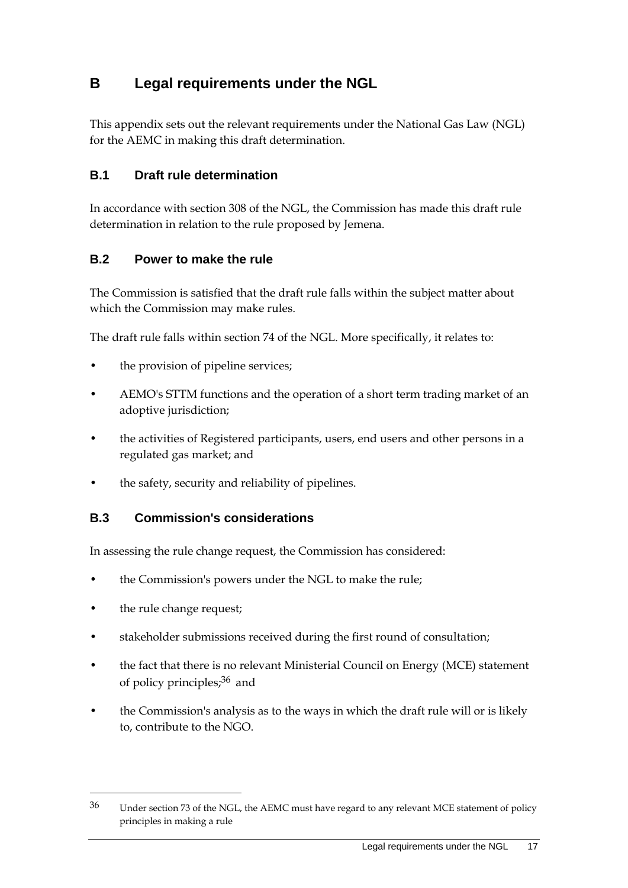# B Legal requirements under the NGL

This appendix sets out the relevant requirements under the National Gas Law (NGL) for the AEMC in making this draft determination.

## B.1 Draft rule determination

In accordance with section 308 of the NGL, the Commission has made this draft rule determination in relation to the rule proposed by Jemena.

## B.2 Power to make the rule

The Commission is satisfied that the draft rule falls within the subject matter about which the Commission may make rules.

The draft rule falls within section 74 of the NGL. More specifically, it relates to:

- the provision of pipeline services;
- AEMO's STTM functions and the operation of a short term trading market of an adoptive jurisdiction;
- the activities of Registered participants, users, end users and other persons in a regulated gas market; and
- the safety, security and reliability of pipelines.

## B.3 Commission's considerations

In assessing the rule change request, the Commission has considered:

- the Commission's powers under the NGL to make the rule;
- the rule change request;
- stakeholder submissions received during the first round of consultation;
- the fact that there is no relevant Ministerial Council on Energy (MCE) statement of policy principles;[36] and
- the Commission's analysis as to the ways in which the draft rule will or is likely to, contribute to the NGO.

---

36 Under section 73 of the NGL, the AEMC must have regard to any relevant MCE statement of policy principles in making a rule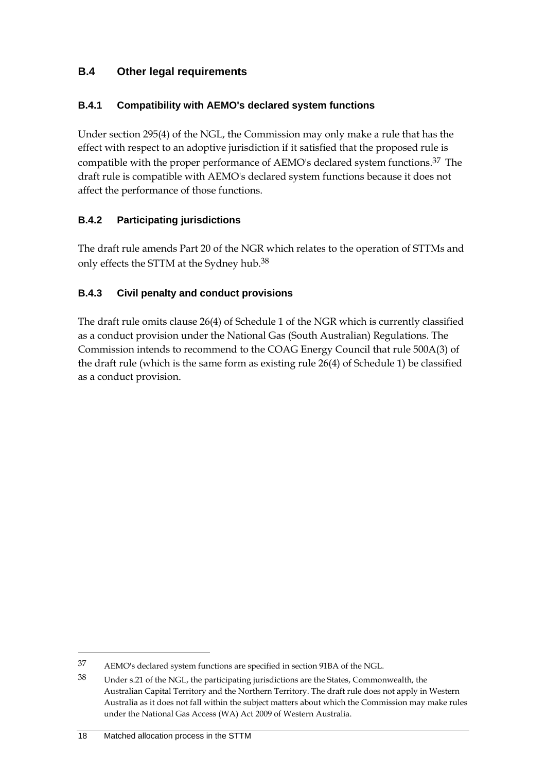## B.4 Other legal requirements

### B.4.1 Compatibility with AEMO's declared system functions

Under section 295(4) of the NGL, the Commission may only make a rule that has the effect with respect to an adoptive jurisdiction if it satisfied that the proposed rule is compatible with the proper performance of AEMO's declared system functions.[37] The draft rule is compatible with AEMO's declared system functions because it does not affect the performance of those functions.

### B.4.2 Participating jurisdictions

The draft rule amends Part 20 of the NGR which relates to the operation of STTMs and only effects the STTM at the Sydney hub.[38]

### B.4.3 Civil penalty and conduct provisions

The draft rule omits clause 26(4) of Schedule 1 of the NGR which is currently classified as a conduct provision under the National Gas (South Australian) Regulations. The Commission intends to recommend to the COAG Energy Council that rule 500A(3) of the draft rule (which is the same form as existing rule 26(4) of Schedule 1) be classified as a conduct provision.

---

37 AEMO's declared system functions are specified in section 91BA of the NGL.

38 Under s.21 of the NGL, the participating jurisdictions are the States, Commonwealth, the Australian Capital Territory and the Northern Territory. The draft rule does not apply in Western Australia as it does not fall within the subject matters about which the Commission may make rules under the National Gas Access (WA) Act 2009 of Western Australia.